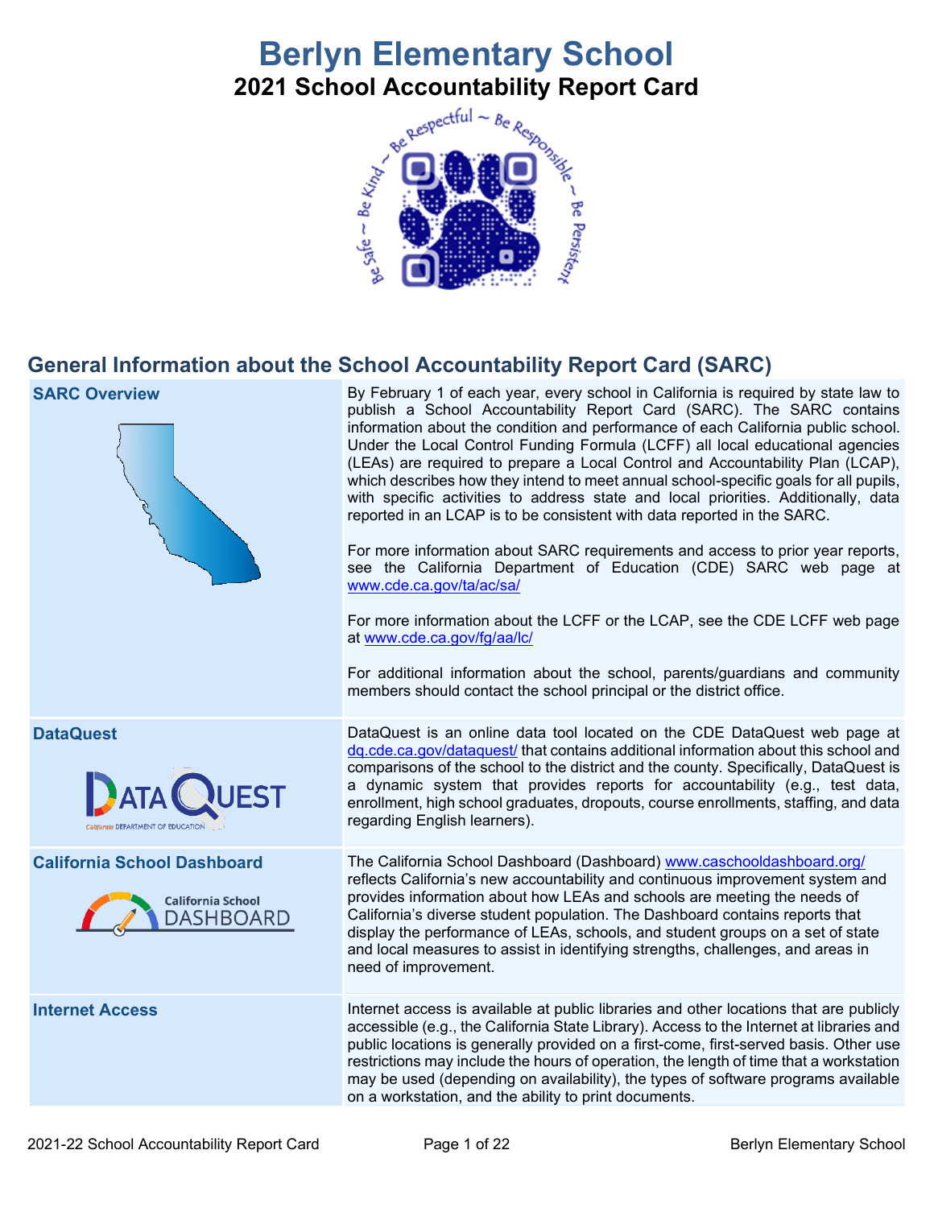# Berlyn Elementary School

## 2021 School Accountability Report Card

## General Information about the School Accountability Report Card (SARC)

| | |
|---|---|
| **SARC Overview** | By February 1 of each year, every school in California is required by state law to publish a School Accountability Report Card (SARC). The SARC contains information about the condition and performance of each California public school. Under the Local Control Funding Formula (LCFF) all local educational agencies (LEAs) are required to prepare a Local Control and Accountability Plan (LCAP), which describes how they intend to meet annual school-specific goals for all pupils, with specific activities to address state and local priorities. Additionally, data reported in an LCAP is to be consistent with data reported in the SARC.<br><br>For more information about SARC requirements and access to prior year reports, see the California Department of Education (CDE) SARC web page at www.cde.ca.gov/ta/ac/sa/<br><br>For more information about the LCFF or the LCAP, see the CDE LCFF web page at www.cde.ca.gov/fg/aa/lc/<br><br>For additional information about the school, parents/guardians and community members should contact the school principal or the district office. |
| **DataQuest** | DataQuest is an online data tool located on the CDE DataQuest web page at dq.cde.ca.gov/dataquest/ that contains additional information about this school and comparisons of the school to the district and the county. Specifically, DataQuest is a dynamic system that provides reports for accountability (e.g., test data, enrollment, high school graduates, dropouts, course enrollments, staffing, and data regarding English learners). |
| **California School Dashboard** | The California School Dashboard (Dashboard) www.caschooldashboard.org/ reflects California's new accountability and continuous improvement system and provides information about how LEAs and schools are meeting the needs of California's diverse student population. The Dashboard contains reports that display the performance of LEAs, schools, and student groups on a set of state and local measures to assist in identifying strengths, challenges, and areas in need of improvement. |
| **Internet Access** | Internet access is available at public libraries and other locations that are publicly accessible (e.g., the California State Library). Access to the Internet at libraries and public locations is generally provided on a first-come, first-served basis. Other use restrictions may include the hours of operation, the length of time that a workstation may be used (depending on availability), the types of software programs available on a workstation, and the ability to print documents. |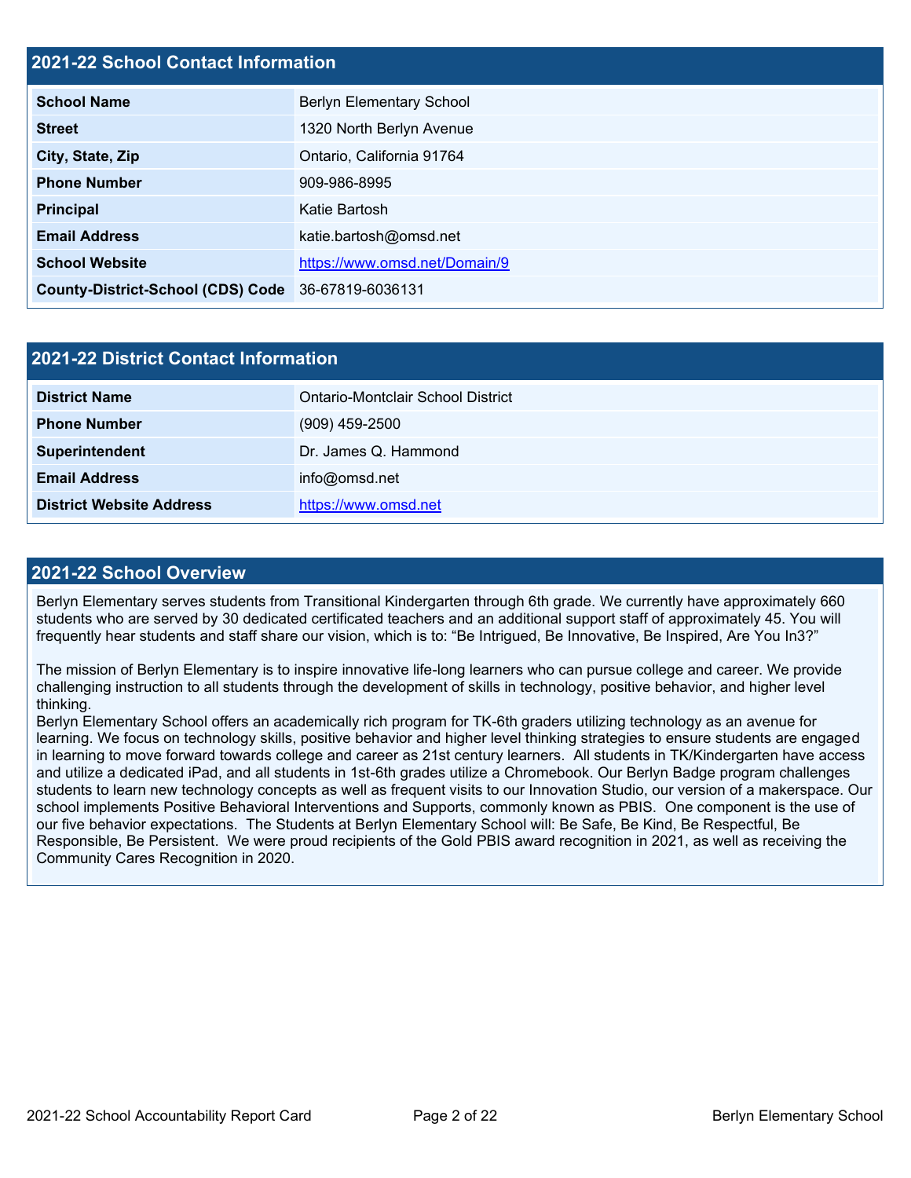## 2021-22 School Contact Information

| | |
|---|---|
| **School Name** | Berlyn Elementary School |
| **Street** | 1320 North Berlyn Avenue |
| **City, State, Zip** | Ontario, California 91764 |
| **Phone Number** | 909-986-8995 |
| **Principal** | Katie Bartosh |
| **Email Address** | katie.bartosh@omsd.net |
| **School Website** | https://www.omsd.net/Domain/9 |
| **County-District-School (CDS) Code** | 36-67819-6036131 |

## 2021-22 District Contact Information

| | |
|---|---|
| **District Name** | Ontario-Montclair School District |
| **Phone Number** | (909) 459-2500 |
| **Superintendent** | Dr. James Q. Hammond |
| **Email Address** | info@omsd.net |
| **District Website Address** | https://www.omsd.net |

## 2021-22 School Overview

Berlyn Elementary serves students from Transitional Kindergarten through 6th grade. We currently have approximately 660 students who are served by 30 dedicated certificated teachers and an additional support staff of approximately 45. You will frequently hear students and staff share our vision, which is to: "Be Intrigued, Be Innovative, Be Inspired, Are You In3?"

The mission of Berlyn Elementary is to inspire innovative life-long learners who can pursue college and career. We provide challenging instruction to all students through the development of skills in technology, positive behavior, and higher level thinking.

Berlyn Elementary School offers an academically rich program for TK-6th graders utilizing technology as an avenue for learning. We focus on technology skills, positive behavior and higher level thinking strategies to ensure students are engaged in learning to move forward towards college and career as 21st century learners. All students in TK/Kindergarten have access and utilize a dedicated iPad, and all students in 1st-6th grades utilize a Chromebook. Our Berlyn Badge program challenges students to learn new technology concepts as well as frequent visits to our Innovation Studio, our version of a makerspace. Our school implements Positive Behavioral Interventions and Supports, commonly known as PBIS. One component is the use of our five behavior expectations. The Students at Berlyn Elementary School will: Be Safe, Be Kind, Be Respectful, Be Responsible, Be Persistent. We were proud recipients of the Gold PBIS award recognition in 2021, as well as receiving the Community Cares Recognition in 2020.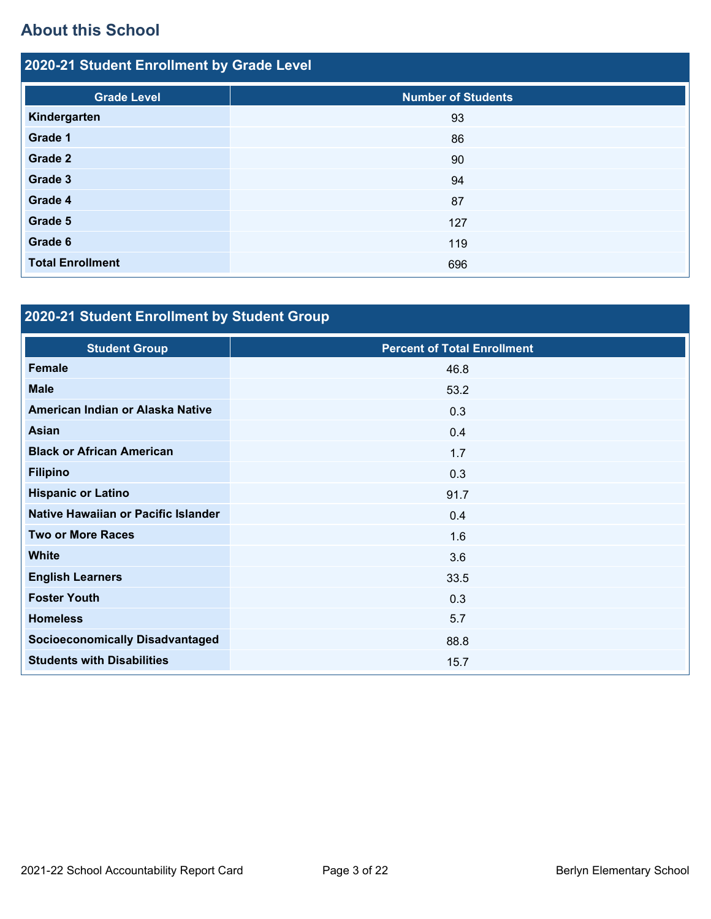## About this School

### 2020-21 Student Enrollment by Grade Level

| Grade Level | Number of Students |
|---|---|
| **Kindergarten** | 93 |
| **Grade 1** | 86 |
| **Grade 2** | 90 |
| **Grade 3** | 94 |
| **Grade 4** | 87 |
| **Grade 5** | 127 |
| **Grade 6** | 119 |
| **Total Enrollment** | 696 |

### 2020-21 Student Enrollment by Student Group

| Student Group | Percent of Total Enrollment |
|---|---|
| **Female** | 46.8 |
| **Male** | 53.2 |
| **American Indian or Alaska Native** | 0.3 |
| **Asian** | 0.4 |
| **Black or African American** | 1.7 |
| **Filipino** | 0.3 |
| **Hispanic or Latino** | 91.7 |
| **Native Hawaiian or Pacific Islander** | 0.4 |
| **Two or More Races** | 1.6 |
| **White** | 3.6 |
| **English Learners** | 33.5 |
| **Foster Youth** | 0.3 |
| **Homeless** | 5.7 |
| **Socioeconomically Disadvantaged** | 88.8 |
| **Students with Disabilities** | 15.7 |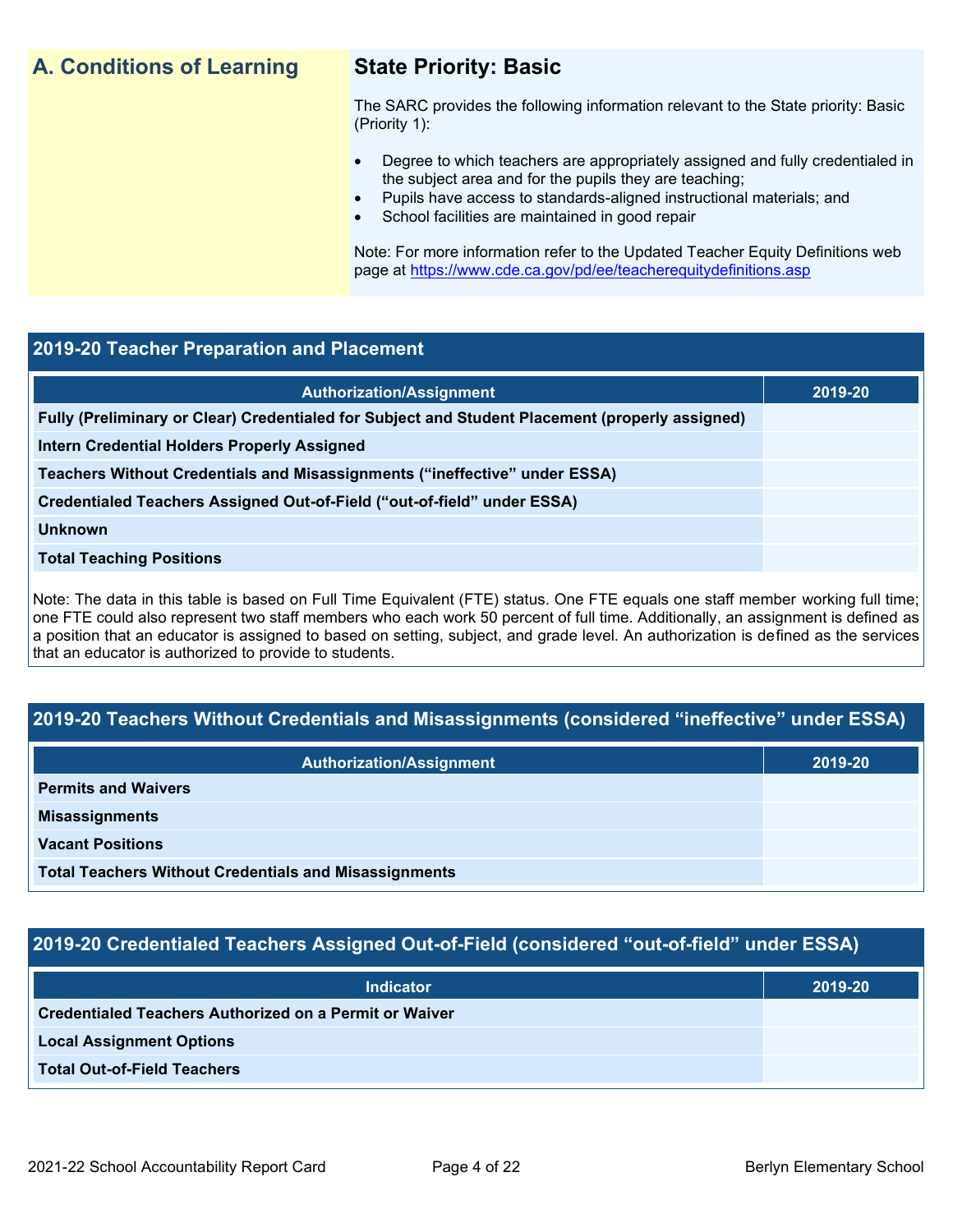## A. Conditions of Learning

### State Priority: Basic

The SARC provides the following information relevant to the State priority: Basic (Priority 1):

- Degree to which teachers are appropriately assigned and fully credentialed in the subject area and for the pupils they are teaching;
- Pupils have access to standards-aligned instructional materials; and
- School facilities are maintained in good repair

Note: For more information refer to the Updated Teacher Equity Definitions web page at https://www.cde.ca.gov/pd/ee/teacherequitydefinitions.asp

### 2019-20 Teacher Preparation and Placement

| Authorization/Assignment | 2019-20 |
|---|---|
| **Fully (Preliminary or Clear) Credentialed for Subject and Student Placement (properly assigned)** | |
| **Intern Credential Holders Properly Assigned** | |
| **Teachers Without Credentials and Misassignments ("ineffective" under ESSA)** | |
| **Credentialed Teachers Assigned Out-of-Field ("out-of-field" under ESSA)** | |
| **Unknown** | |
| **Total Teaching Positions** | |

Note: The data in this table is based on Full Time Equivalent (FTE) status. One FTE equals one staff member working full time; one FTE could also represent two staff members who each work 50 percent of full time. Additionally, an assignment is defined as a position that an educator is assigned to based on setting, subject, and grade level. An authorization is defined as the services that an educator is authorized to provide to students.

### 2019-20 Teachers Without Credentials and Misassignments (considered "ineffective" under ESSA)

| Authorization/Assignment | 2019-20 |
|---|---|
| **Permits and Waivers** | |
| **Misassignments** | |
| **Vacant Positions** | |
| **Total Teachers Without Credentials and Misassignments** | |

### 2019-20 Credentialed Teachers Assigned Out-of-Field (considered "out-of-field" under ESSA)

| Indicator | 2019-20 |
|---|---|
| **Credentialed Teachers Authorized on a Permit or Waiver** | |
| **Local Assignment Options** | |
| **Total Out-of-Field Teachers** | |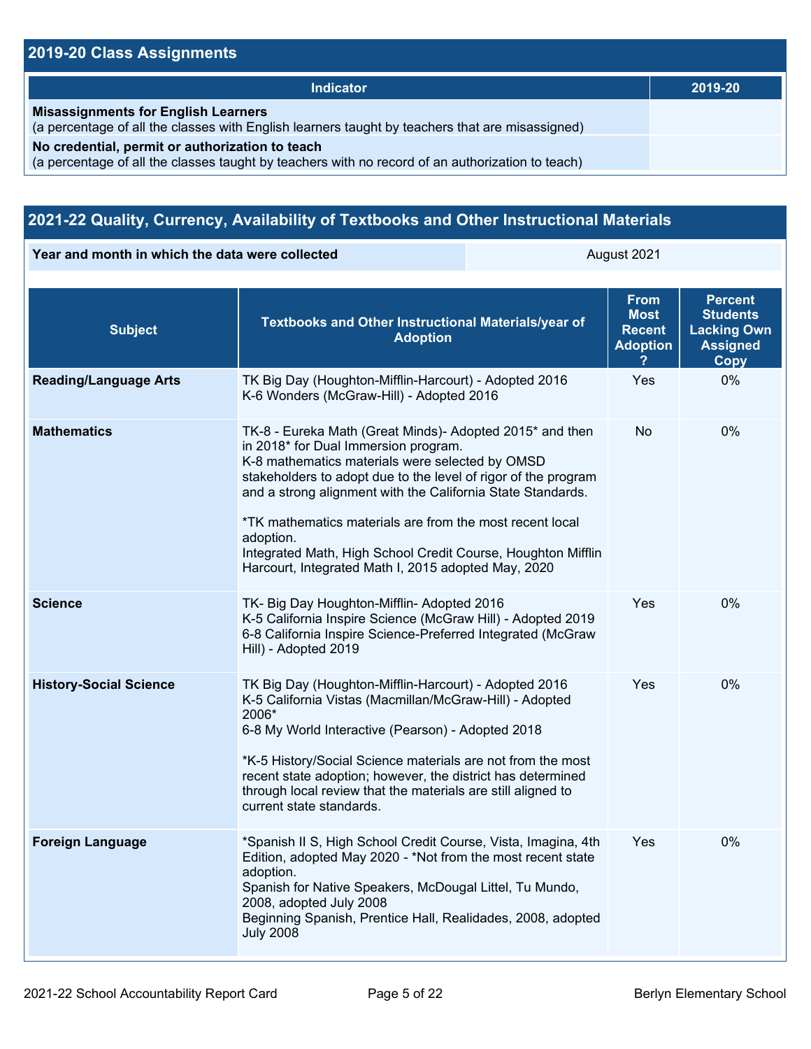## 2019-20 Class Assignments

| Indicator | 2019-20 |
|---|---|
| **Misassignments for English Learners**<br>(a percentage of all the classes with English learners taught by teachers that are misassigned) | |
| **No credential, permit or authorization to teach**<br>(a percentage of all the classes taught by teachers with no record of an authorization to teach) | |

## 2021-22 Quality, Currency, Availability of Textbooks and Other Instructional Materials

| Year and month in which the data were collected | August 2021 |
|---|---|

| Subject | Textbooks and Other Instructional Materials/year of Adoption | From Most Recent Adoption ? | Percent Students Lacking Own Assigned Copy |
|---|---|---|---|
| **Reading/Language Arts** | TK Big Day (Houghton-Mifflin-Harcourt) - Adopted 2016<br>K-6 Wonders (McGraw-Hill) - Adopted 2016 | Yes | 0% |
| **Mathematics** | TK-8 - Eureka Math (Great Minds)- Adopted 2015* and then in 2018* for Dual Immersion program.<br>K-8 mathematics materials were selected by OMSD stakeholders to adopt due to the level of rigor of the program and a strong alignment with the California State Standards.<br><br>*TK mathematics materials are from the most recent local adoption.<br>Integrated Math, High School Credit Course, Houghton Mifflin Harcourt, Integrated Math I, 2015 adopted May, 2020 | No | 0% |
| **Science** | TK- Big Day Houghton-Mifflin- Adopted 2016<br>K-5 California Inspire Science (McGraw Hill) - Adopted 2019<br>6-8 California Inspire Science-Preferred Integrated (McGraw Hill) - Adopted 2019 | Yes | 0% |
| **History-Social Science** | TK Big Day (Houghton-Mifflin-Harcourt) - Adopted 2016<br>K-5 California Vistas (Macmillan/McGraw-Hill) - Adopted 2006*<br>6-8 My World Interactive (Pearson) - Adopted 2018<br><br>*K-5 History/Social Science materials are not from the most recent state adoption; however, the district has determined through local review that the materials are still aligned to current state standards. | Yes | 0% |
| **Foreign Language** | *Spanish II S, High School Credit Course, Vista, Imagina, 4th Edition, adopted May 2020 - *Not from the most recent state adoption.<br>Spanish for Native Speakers, McDougal Littel, Tu Mundo, 2008, adopted July 2008<br>Beginning Spanish, Prentice Hall, Realidades, 2008, adopted July 2008 | Yes | 0% |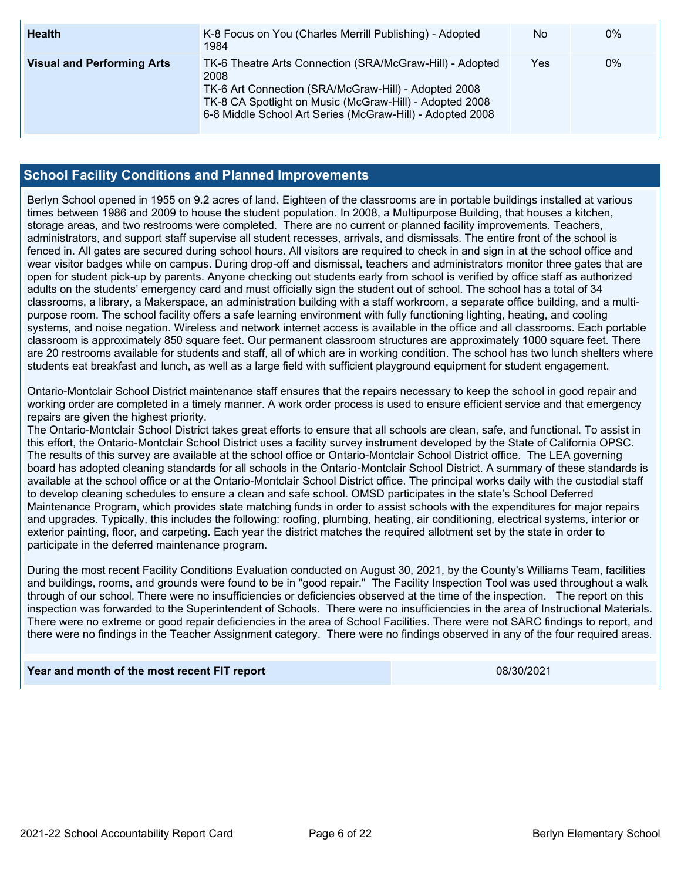| Health | K-8 Focus on You (Charles Merrill Publishing) - Adopted 1984 | No | 0% |
|---|---|---|---|
| Visual and Performing Arts | TK-6 Theatre Arts Connection (SRA/McGraw-Hill) - Adopted 2008<br>TK-6 Art Connection (SRA/McGraw-Hill) - Adopted 2008<br>TK-8 CA Spotlight on Music (McGraw-Hill) - Adopted 2008<br>6-8 Middle School Art Series (McGraw-Hill) - Adopted 2008 | Yes | 0% |

## School Facility Conditions and Planned Improvements

Berlyn School opened in 1955 on 9.2 acres of land. Eighteen of the classrooms are in portable buildings installed at various times between 1986 and 2009 to house the student population. In 2008, a Multipurpose Building, that houses a kitchen, storage areas, and two restrooms were completed. There are no current or planned facility improvements. Teachers, administrators, and support staff supervise all student recesses, arrivals, and dismissals. The entire front of the school is fenced in. All gates are secured during school hours. All visitors are required to check in and sign in at the school office and wear visitor badges while on campus. During drop-off and dismissal, teachers and administrators monitor three gates that are open for student pick-up by parents. Anyone checking out students early from school is verified by office staff as authorized adults on the students' emergency card and must officially sign the student out of school. The school has a total of 34 classrooms, a library, a Makerspace, an administration building with a staff workroom, a separate office building, and a multi-purpose room. The school facility offers a safe learning environment with fully functioning lighting, heating, and cooling systems, and noise negation. Wireless and network internet access is available in the office and all classrooms. Each portable classroom is approximately 850 square feet. Our permanent classroom structures are approximately 1000 square feet. There are 20 restrooms available for students and staff, all of which are in working condition. The school has two lunch shelters where students eat breakfast and lunch, as well as a large field with sufficient playground equipment for student engagement.

Ontario-Montclair School District maintenance staff ensures that the repairs necessary to keep the school in good repair and working order are completed in a timely manner. A work order process is used to ensure efficient service and that emergency repairs are given the highest priority.
The Ontario-Montclair School District takes great efforts to ensure that all schools are clean, safe, and functional. To assist in this effort, the Ontario-Montclair School District uses a facility survey instrument developed by the State of California OPSC. The results of this survey are available at the school office or Ontario-Montclair School District office. The LEA governing board has adopted cleaning standards for all schools in the Ontario-Montclair School District. A summary of these standards is available at the school office or at the Ontario-Montclair School District office. The principal works daily with the custodial staff to develop cleaning schedules to ensure a clean and safe school. OMSD participates in the state's School Deferred Maintenance Program, which provides state matching funds in order to assist schools with the expenditures for major repairs and upgrades. Typically, this includes the following: roofing, plumbing, heating, air conditioning, electrical systems, interior or exterior painting, floor, and carpeting. Each year the district matches the required allotment set by the state in order to participate in the deferred maintenance program.

During the most recent Facility Conditions Evaluation conducted on August 30, 2021, by the County's Williams Team, facilities and buildings, rooms, and grounds were found to be in "good repair." The Facility Inspection Tool was used throughout a walk through of our school. There were no insufficiencies or deficiencies observed at the time of the inspection. The report on this inspection was forwarded to the Superintendent of Schools. There were no insufficiencies in the area of Instructional Materials. There were no extreme or good repair deficiencies in the area of School Facilities. There were not SARC findings to report, and there were no findings in the Teacher Assignment category. There were no findings observed in any of the four required areas.

| Year and month of the most recent FIT report | 08/30/2021 |
|---|---|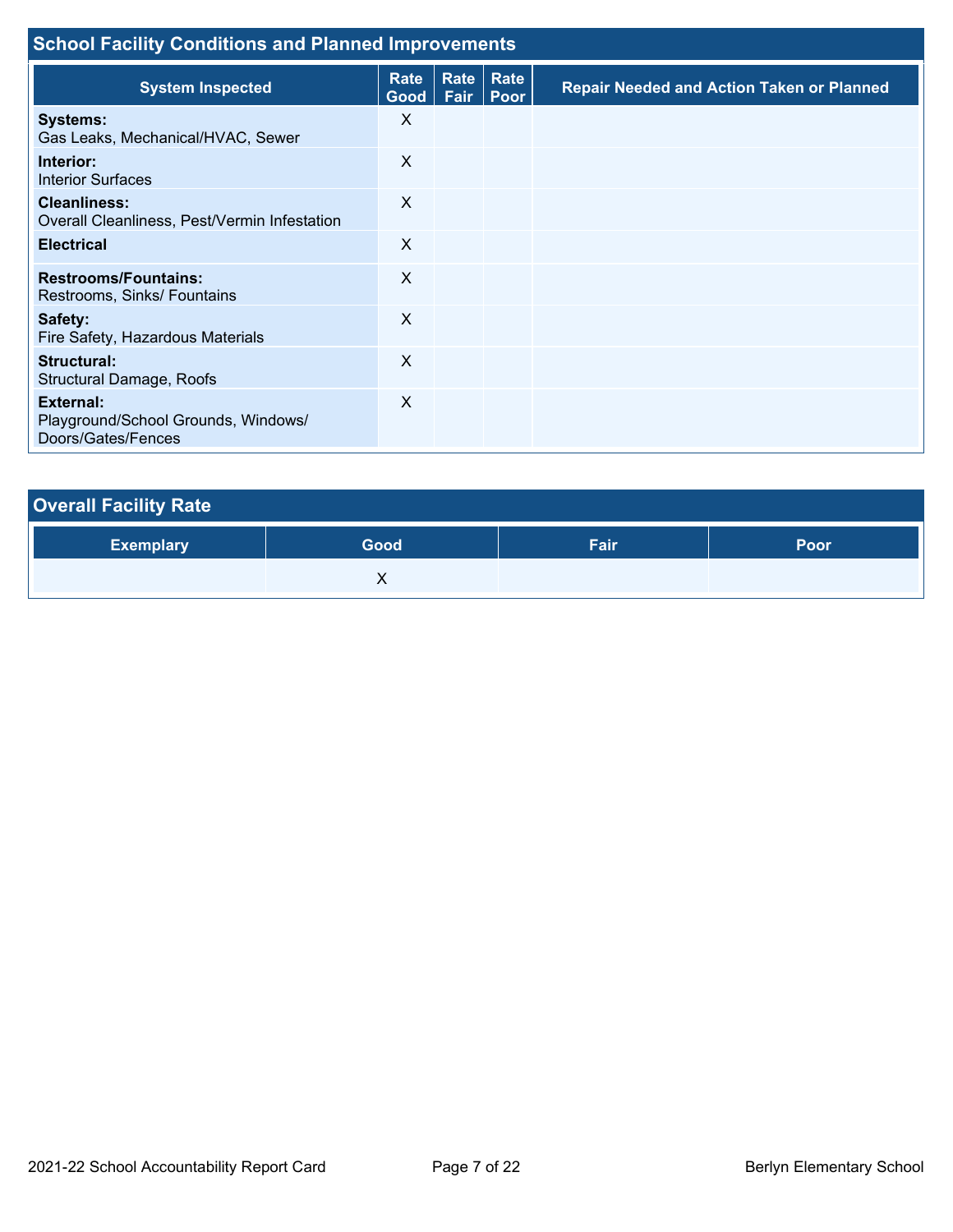## School Facility Conditions and Planned Improvements

| System Inspected | Rate Good | Rate Fair | Rate Poor | Repair Needed and Action Taken or Planned |
|---|---|---|---|---|
| **Systems:** Gas Leaks, Mechanical/HVAC, Sewer | X | | | |
| **Interior:** Interior Surfaces | X | | | |
| **Cleanliness:** Overall Cleanliness, Pest/Vermin Infestation | X | | | |
| **Electrical** | X | | | |
| **Restrooms/Fountains:** Restrooms, Sinks/ Fountains | X | | | |
| **Safety:** Fire Safety, Hazardous Materials | X | | | |
| **Structural:** Structural Damage, Roofs | X | | | |
| **External:** Playground/School Grounds, Windows/ Doors/Gates/Fences | X | | | |

## Overall Facility Rate

| Exemplary | Good | Fair | Poor |
|---|---|---|---|
| | X | | |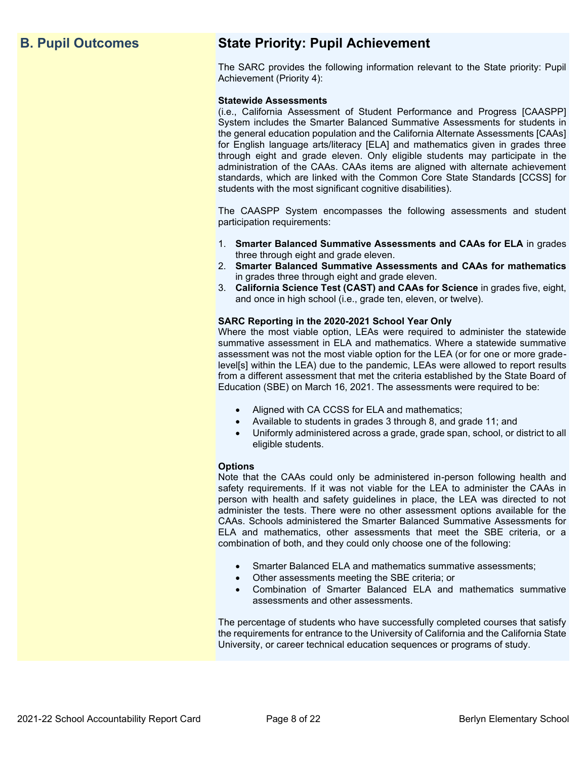## B. Pupil Outcomes

## State Priority: Pupil Achievement

The SARC provides the following information relevant to the State priority: Pupil Achievement (Priority 4):

**Statewide Assessments**
(i.e., California Assessment of Student Performance and Progress [CAASPP] System includes the Smarter Balanced Summative Assessments for students in the general education population and the California Alternate Assessments [CAAs] for English language arts/literacy [ELA] and mathematics given in grades three through eight and grade eleven. Only eligible students may participate in the administration of the CAAs. CAAs items are aligned with alternate achievement standards, which are linked with the Common Core State Standards [CCSS] for students with the most significant cognitive disabilities).

The CAASPP System encompasses the following assessments and student participation requirements:

1. **Smarter Balanced Summative Assessments and CAAs for ELA** in grades three through eight and grade eleven.
2. **Smarter Balanced Summative Assessments and CAAs for mathematics** in grades three through eight and grade eleven.
3. **California Science Test (CAST) and CAAs for Science** in grades five, eight, and once in high school (i.e., grade ten, eleven, or twelve).

**SARC Reporting in the 2020-2021 School Year Only**
Where the most viable option, LEAs were required to administer the statewide summative assessment in ELA and mathematics. Where a statewide summative assessment was not the most viable option for the LEA (or for one or more grade-level[s] within the LEA) due to the pandemic, LEAs were allowed to report results from a different assessment that met the criteria established by the State Board of Education (SBE) on March 16, 2021. The assessments were required to be:

- Aligned with CA CCSS for ELA and mathematics;
- Available to students in grades 3 through 8, and grade 11; and
- Uniformly administered across a grade, grade span, school, or district to all eligible students.

**Options**
Note that the CAAs could only be administered in-person following health and safety requirements. If it was not viable for the LEA to administer the CAAs in person with health and safety guidelines in place, the LEA was directed to not administer the tests. There were no other assessment options available for the CAAs. Schools administered the Smarter Balanced Summative Assessments for ELA and mathematics, other assessments that meet the SBE criteria, or a combination of both, and they could only choose one of the following:

- Smarter Balanced ELA and mathematics summative assessments;
- Other assessments meeting the SBE criteria; or
- Combination of Smarter Balanced ELA and mathematics summative assessments and other assessments.

The percentage of students who have successfully completed courses that satisfy the requirements for entrance to the University of California and the California State University, or career technical education sequences or programs of study.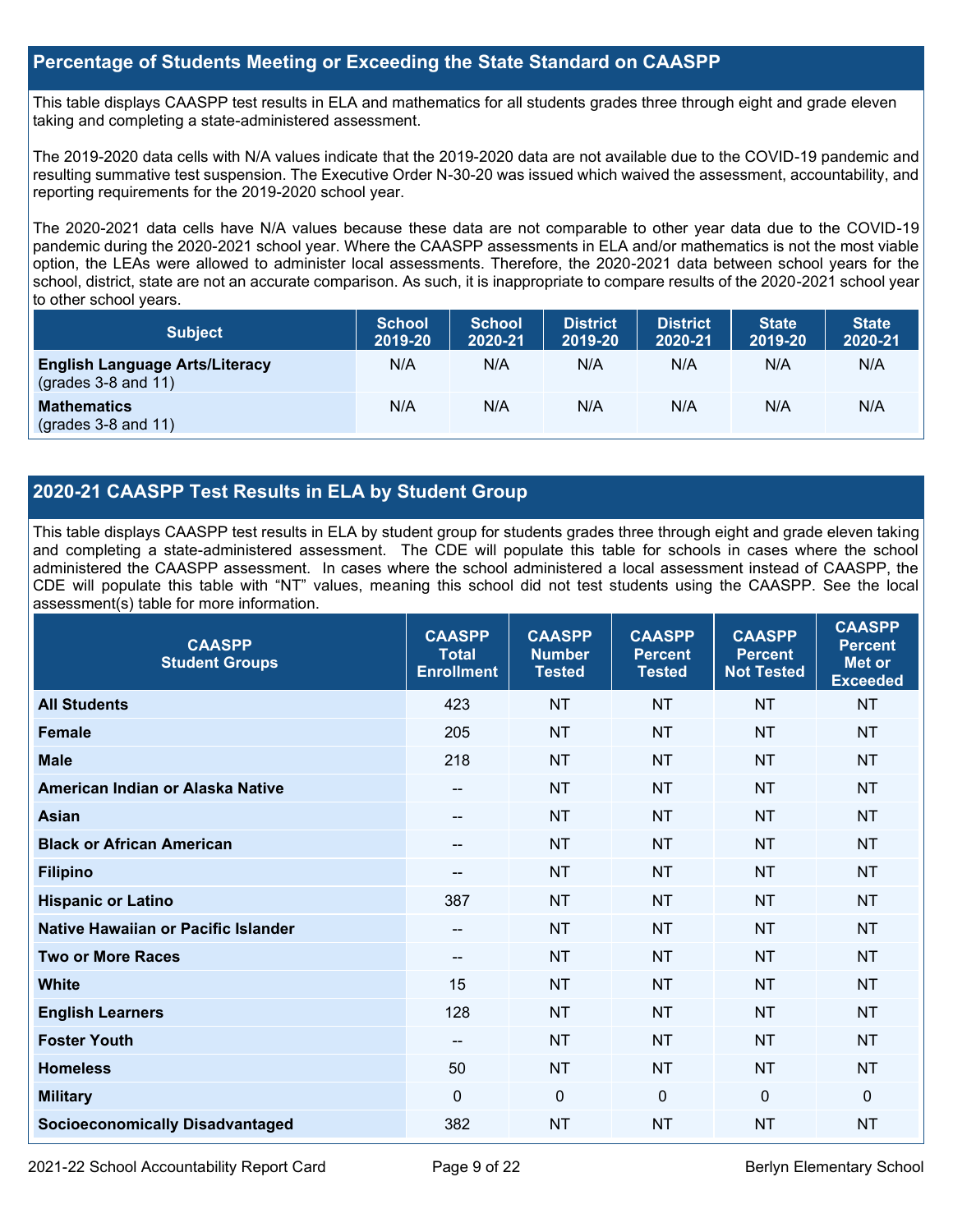## Percentage of Students Meeting or Exceeding the State Standard on CAASPP

This table displays CAASPP test results in ELA and mathematics for all students grades three through eight and grade eleven taking and completing a state-administered assessment.

The 2019-2020 data cells with N/A values indicate that the 2019-2020 data are not available due to the COVID-19 pandemic and resulting summative test suspension. The Executive Order N-30-20 was issued which waived the assessment, accountability, and reporting requirements for the 2019-2020 school year.

The 2020-2021 data cells have N/A values because these data are not comparable to other year data due to the COVID-19 pandemic during the 2020-2021 school year. Where the CAASPP assessments in ELA and/or mathematics is not the most viable option, the LEAs were allowed to administer local assessments. Therefore, the 2020-2021 data between school years for the school, district, state are not an accurate comparison. As such, it is inappropriate to compare results of the 2020-2021 school year to other school years.

| Subject | School 2019-20 | School 2020-21 | District 2019-20 | District 2020-21 | State 2019-20 | State 2020-21 |
|---|---|---|---|---|---|---|
| **English Language Arts/Literacy** (grades 3-8 and 11) | N/A | N/A | N/A | N/A | N/A | N/A |
| **Mathematics** (grades 3-8 and 11) | N/A | N/A | N/A | N/A | N/A | N/A |

## 2020-21 CAASPP Test Results in ELA by Student Group

This table displays CAASPP test results in ELA by student group for students grades three through eight and grade eleven taking and completing a state-administered assessment. The CDE will populate this table for schools in cases where the school administered the CAASPP assessment. In cases where the school administered a local assessment instead of CAASPP, the CDE will populate this table with "NT" values, meaning this school did not test students using the CAASPP. See the local assessment(s) table for more information.

| CAASPP Student Groups | CAASPP Total Enrollment | CAASPP Number Tested | CAASPP Percent Tested | CAASPP Percent Not Tested | CAASPP Percent Met or Exceeded |
|---|---|---|---|---|---|
| **All Students** | 423 | NT | NT | NT | NT |
| **Female** | 205 | NT | NT | NT | NT |
| **Male** | 218 | NT | NT | NT | NT |
| **American Indian or Alaska Native** | -- | NT | NT | NT | NT |
| **Asian** | -- | NT | NT | NT | NT |
| **Black or African American** | -- | NT | NT | NT | NT |
| **Filipino** | -- | NT | NT | NT | NT |
| **Hispanic or Latino** | 387 | NT | NT | NT | NT |
| **Native Hawaiian or Pacific Islander** | -- | NT | NT | NT | NT |
| **Two or More Races** | -- | NT | NT | NT | NT |
| **White** | 15 | NT | NT | NT | NT |
| **English Learners** | 128 | NT | NT | NT | NT |
| **Foster Youth** | -- | NT | NT | NT | NT |
| **Homeless** | 50 | NT | NT | NT | NT |
| **Military** | 0 | 0 | 0 | 0 | 0 |
| **Socioeconomically Disadvantaged** | 382 | NT | NT | NT | NT |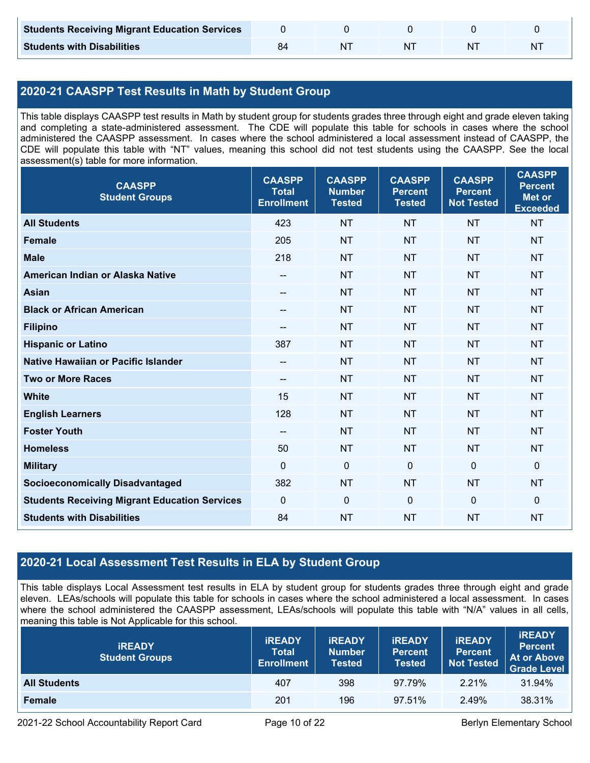| | | | | | |
|---|---|---|---|---|---|
| **Students Receiving Migrant Education Services** | 0 | 0 | 0 | 0 | 0 |
| **Students with Disabilities** | 84 | NT | NT | NT | NT |

## 2020-21 CAASPP Test Results in Math by Student Group

This table displays CAASPP test results in Math by student group for students grades three through eight and grade eleven taking and completing a state-administered assessment. The CDE will populate this table for schools in cases where the school administered the CAASPP assessment. In cases where the school administered a local assessment instead of CAASPP, the CDE will populate this table with "NT" values, meaning this school did not test students using the CAASPP. See the local assessment(s) table for more information.

| CAASPP Student Groups | CAASPP Total Enrollment | CAASPP Number Tested | CAASPP Percent Tested | CAASPP Percent Not Tested | CAASPP Percent Met or Exceeded |
|---|---|---|---|---|---|
| **All Students** | 423 | NT | NT | NT | NT |
| **Female** | 205 | NT | NT | NT | NT |
| **Male** | 218 | NT | NT | NT | NT |
| **American Indian or Alaska Native** | -- | NT | NT | NT | NT |
| **Asian** | -- | NT | NT | NT | NT |
| **Black or African American** | -- | NT | NT | NT | NT |
| **Filipino** | -- | NT | NT | NT | NT |
| **Hispanic or Latino** | 387 | NT | NT | NT | NT |
| **Native Hawaiian or Pacific Islander** | -- | NT | NT | NT | NT |
| **Two or More Races** | -- | NT | NT | NT | NT |
| **White** | 15 | NT | NT | NT | NT |
| **English Learners** | 128 | NT | NT | NT | NT |
| **Foster Youth** | -- | NT | NT | NT | NT |
| **Homeless** | 50 | NT | NT | NT | NT |
| **Military** | 0 | 0 | 0 | 0 | 0 |
| **Socioeconomically Disadvantaged** | 382 | NT | NT | NT | NT |
| **Students Receiving Migrant Education Services** | 0 | 0 | 0 | 0 | 0 |
| **Students with Disabilities** | 84 | NT | NT | NT | NT |

## 2020-21 Local Assessment Test Results in ELA by Student Group

This table displays Local Assessment test results in ELA by student group for students grades three through eight and grade eleven. LEAs/schools will populate this table for schools in cases where the school administered a local assessment. In cases where the school administered the CAASPP assessment, LEAs/schools will populate this table with "N/A" values in all cells, meaning this table is Not Applicable for this school.

| iREADY Student Groups | iREADY Total Enrollment | iREADY Number Tested | iREADY Percent Tested | iREADY Percent Not Tested | iREADY Percent At or Above Grade Level |
|---|---|---|---|---|---|
| **All Students** | 407 | 398 | 97.79% | 2.21% | 31.94% |
| **Female** | 201 | 196 | 97.51% | 2.49% | 38.31% |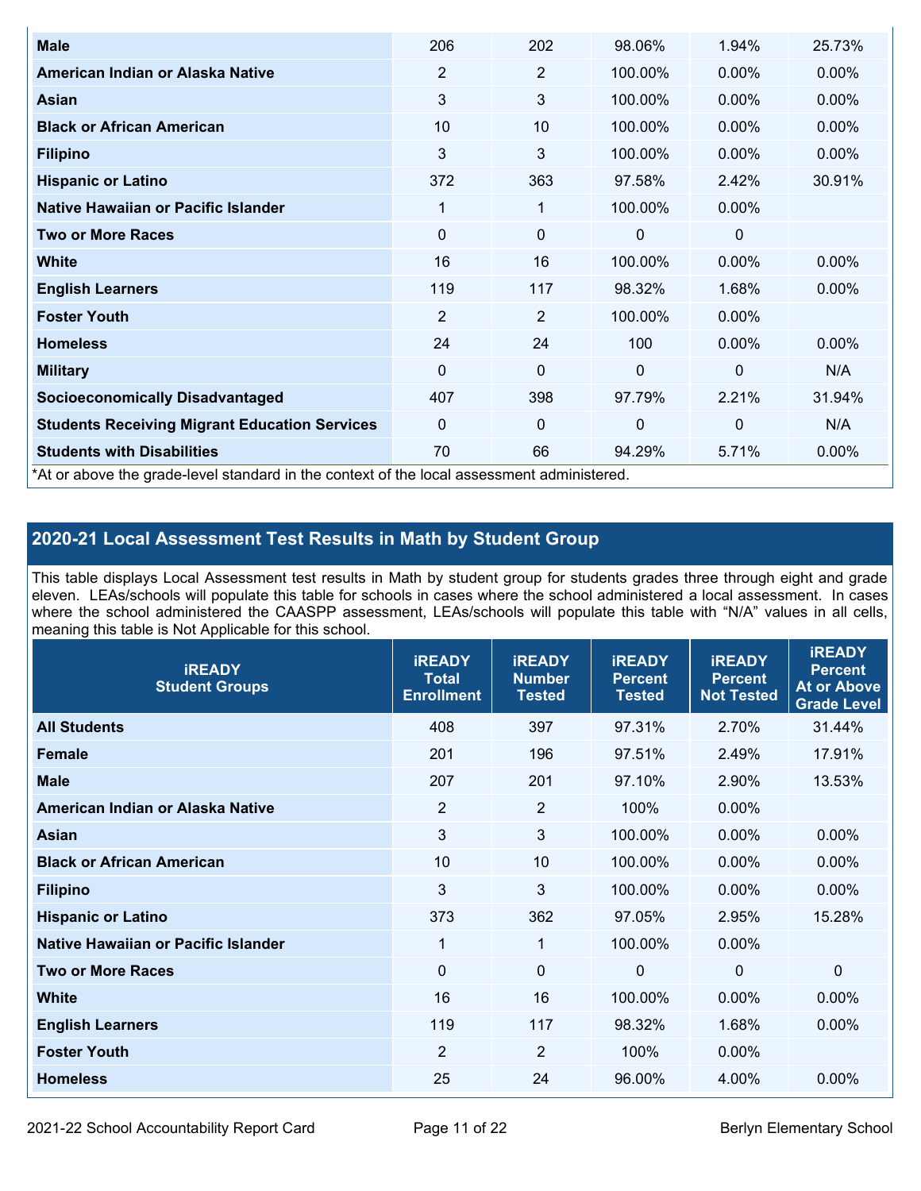| Male | 206 | 202 | 98.06% | 1.94% | 25.73% |
|---|---|---|---|---|---|
| American Indian or Alaska Native | 2 | 2 | 100.00% | 0.00% | 0.00% |
| Asian | 3 | 3 | 100.00% | 0.00% | 0.00% |
| Black or African American | 10 | 10 | 100.00% | 0.00% | 0.00% |
| Filipino | 3 | 3 | 100.00% | 0.00% | 0.00% |
| Hispanic or Latino | 372 | 363 | 97.58% | 2.42% | 30.91% |
| Native Hawaiian or Pacific Islander | 1 | 1 | 100.00% | 0.00% | |
| Two or More Races | 0 | 0 | 0 | 0 | |
| White | 16 | 16 | 100.00% | 0.00% | 0.00% |
| English Learners | 119 | 117 | 98.32% | 1.68% | 0.00% |
| Foster Youth | 2 | 2 | 100.00% | 0.00% | |
| Homeless | 24 | 24 | 100 | 0.00% | 0.00% |
| Military | 0 | 0 | 0 | 0 | N/A |
| Socioeconomically Disadvantaged | 407 | 398 | 97.79% | 2.21% | 31.94% |
| Students Receiving Migrant Education Services | 0 | 0 | 0 | 0 | N/A |
| Students with Disabilities | 70 | 66 | 94.29% | 5.71% | 0.00% |

*At or above the grade-level standard in the context of the local assessment administered.

## 2020-21 Local Assessment Test Results in Math by Student Group

This table displays Local Assessment test results in Math by student group for students grades three through eight and grade eleven. LEAs/schools will populate this table for schools in cases where the school administered a local assessment. In cases where the school administered the CAASPP assessment, LEAs/schools will populate this table with "N/A" values in all cells, meaning this table is Not Applicable for this school.

| iREADY Student Groups | iREADY Total Enrollment | iREADY Number Tested | iREADY Percent Tested | iREADY Percent Not Tested | iREADY Percent At or Above Grade Level |
|---|---|---|---|---|---|
| All Students | 408 | 397 | 97.31% | 2.70% | 31.44% |
| Female | 201 | 196 | 97.51% | 2.49% | 17.91% |
| Male | 207 | 201 | 97.10% | 2.90% | 13.53% |
| American Indian or Alaska Native | 2 | 2 | 100% | 0.00% | |
| Asian | 3 | 3 | 100.00% | 0.00% | 0.00% |
| Black or African American | 10 | 10 | 100.00% | 0.00% | 0.00% |
| Filipino | 3 | 3 | 100.00% | 0.00% | 0.00% |
| Hispanic or Latino | 373 | 362 | 97.05% | 2.95% | 15.28% |
| Native Hawaiian or Pacific Islander | 1 | 1 | 100.00% | 0.00% | |
| Two or More Races | 0 | 0 | 0 | 0 | 0 |
| White | 16 | 16 | 100.00% | 0.00% | 0.00% |
| English Learners | 119 | 117 | 98.32% | 1.68% | 0.00% |
| Foster Youth | 2 | 2 | 100% | 0.00% | |
| Homeless | 25 | 24 | 96.00% | 4.00% | 0.00% |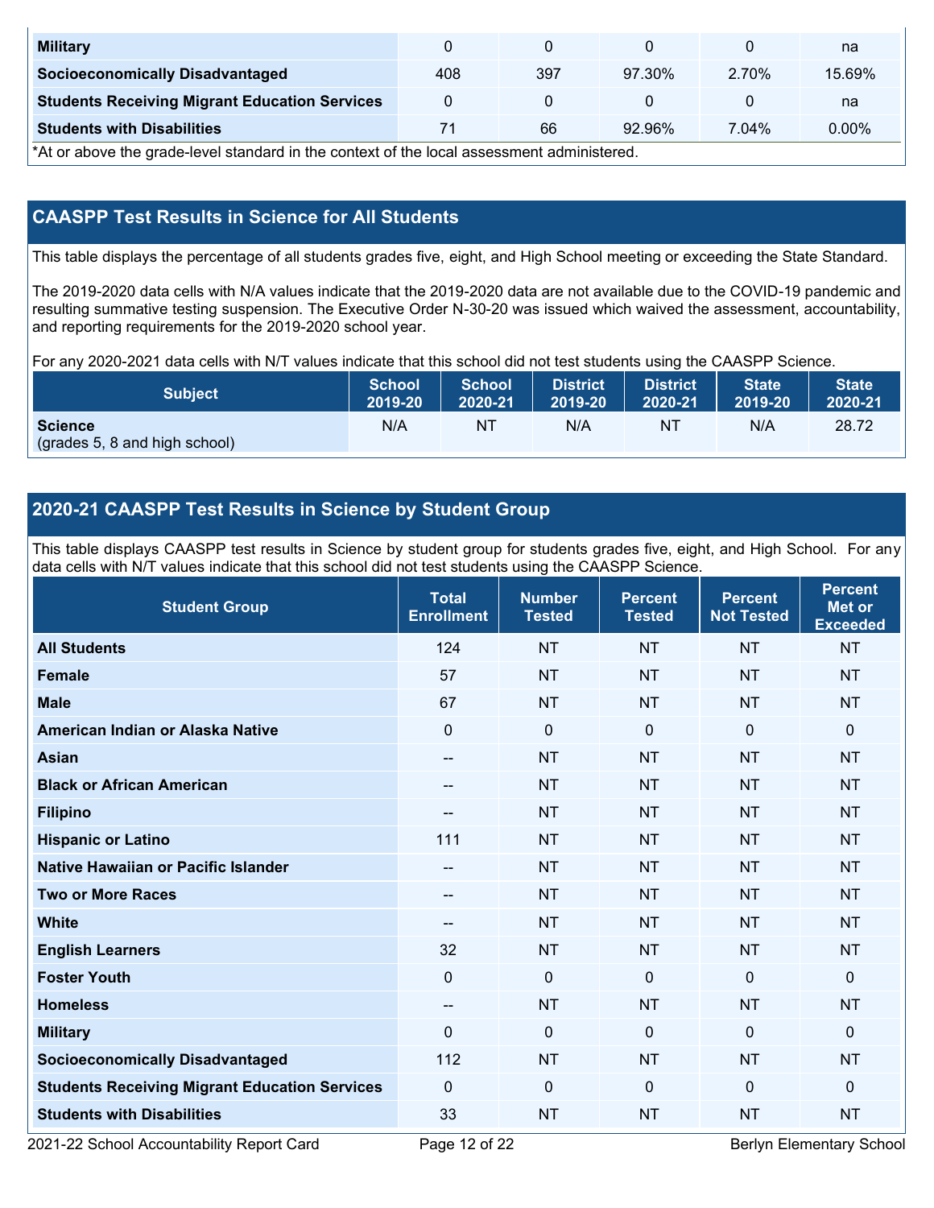| Military | 0 | 0 | 0 | 0 | na |
|---|---|---|---|---|---|
| Socioeconomically Disadvantaged | 408 | 397 | 97.30% | 2.70% | 15.69% |
| Students Receiving Migrant Education Services | 0 | 0 | 0 | 0 | na |
| Students with Disabilities | 71 | 66 | 92.96% | 7.04% | 0.00% |

*At or above the grade-level standard in the context of the local assessment administered.

## CAASPP Test Results in Science for All Students

This table displays the percentage of all students grades five, eight, and High School meeting or exceeding the State Standard.

The 2019-2020 data cells with N/A values indicate that the 2019-2020 data are not available due to the COVID-19 pandemic and resulting summative testing suspension. The Executive Order N-30-20 was issued which waived the assessment, accountability, and reporting requirements for the 2019-2020 school year.

For any 2020-2021 data cells with N/T values indicate that this school did not test students using the CAASPP Science.

| Subject | School 2019-20 | School 2020-21 | District 2019-20 | District 2020-21 | State 2019-20 | State 2020-21 |
|---|---|---|---|---|---|---|
| **Science** (grades 5, 8 and high school) | N/A | NT | N/A | NT | N/A | 28.72 |

## 2020-21 CAASPP Test Results in Science by Student Group

This table displays CAASPP test results in Science by student group for students grades five, eight, and High School. For any data cells with N/T values indicate that this school did not test students using the CAASPP Science.

| Student Group | Total Enrollment | Number Tested | Percent Tested | Percent Not Tested | Percent Met or Exceeded |
|---|---|---|---|---|---|
| All Students | 124 | NT | NT | NT | NT |
| Female | 57 | NT | NT | NT | NT |
| Male | 67 | NT | NT | NT | NT |
| American Indian or Alaska Native | 0 | 0 | 0 | 0 | 0 |
| Asian | -- | NT | NT | NT | NT |
| Black or African American | -- | NT | NT | NT | NT |
| Filipino | -- | NT | NT | NT | NT |
| Hispanic or Latino | 111 | NT | NT | NT | NT |
| Native Hawaiian or Pacific Islander | -- | NT | NT | NT | NT |
| Two or More Races | -- | NT | NT | NT | NT |
| White | -- | NT | NT | NT | NT |
| English Learners | 32 | NT | NT | NT | NT |
| Foster Youth | 0 | 0 | 0 | 0 | 0 |
| Homeless | -- | NT | NT | NT | NT |
| Military | 0 | 0 | 0 | 0 | 0 |
| Socioeconomically Disadvantaged | 112 | NT | NT | NT | NT |
| Students Receiving Migrant Education Services | 0 | 0 | 0 | 0 | 0 |
| Students with Disabilities | 33 | NT | NT | NT | NT |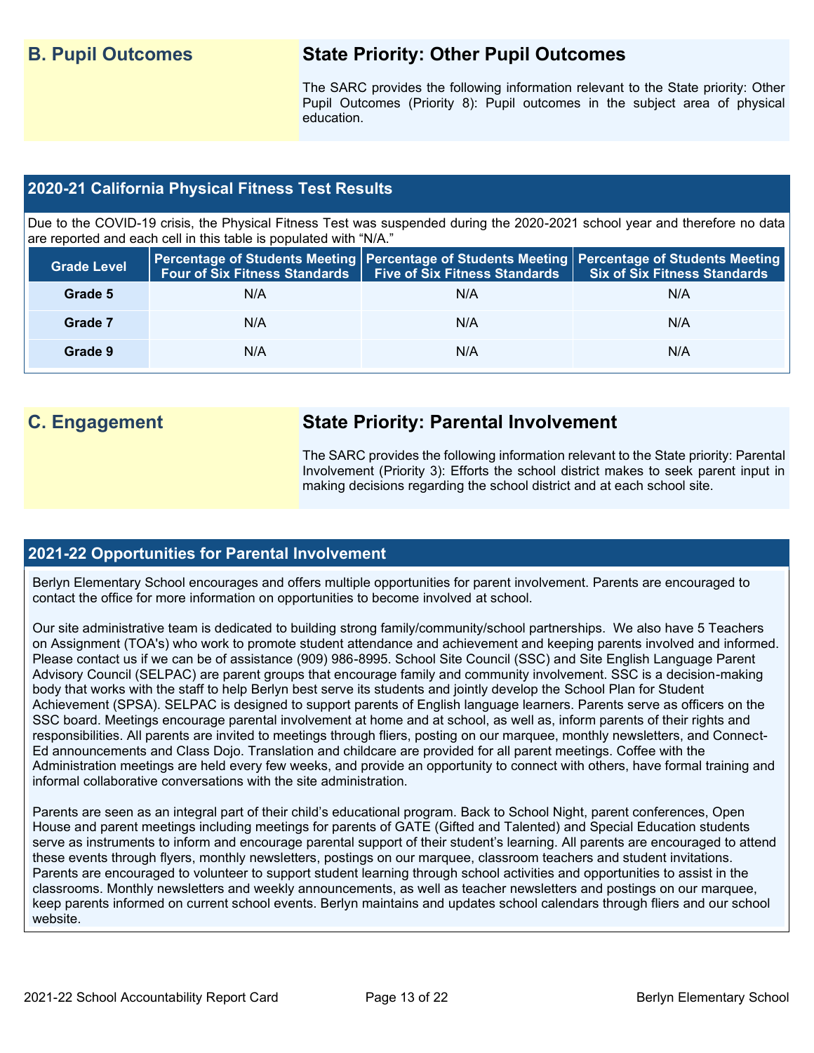## B. Pupil Outcomes

### State Priority: Other Pupil Outcomes

The SARC provides the following information relevant to the State priority: Other Pupil Outcomes (Priority 8): Pupil outcomes in the subject area of physical education.

### 2020-21 California Physical Fitness Test Results

Due to the COVID-19 crisis, the Physical Fitness Test was suspended during the 2020-2021 school year and therefore no data are reported and each cell in this table is populated with "N/A."

| Grade Level | Percentage of Students Meeting Four of Six Fitness Standards | Percentage of Students Meeting Five of Six Fitness Standards | Percentage of Students Meeting Six of Six Fitness Standards |
|---|---|---|---|
| Grade 5 | N/A | N/A | N/A |
| Grade 7 | N/A | N/A | N/A |
| Grade 9 | N/A | N/A | N/A |

## C. Engagement

### State Priority: Parental Involvement

The SARC provides the following information relevant to the State priority: Parental Involvement (Priority 3): Efforts the school district makes to seek parent input in making decisions regarding the school district and at each school site.

### 2021-22 Opportunities for Parental Involvement

Berlyn Elementary School encourages and offers multiple opportunities for parent involvement. Parents are encouraged to contact the office for more information on opportunities to become involved at school.

Our site administrative team is dedicated to building strong family/community/school partnerships.  We also have 5 Teachers on Assignment (TOA's) who work to promote student attendance and achievement and keeping parents involved and informed. Please contact us if we can be of assistance (909) 986-8995. School Site Council (SSC) and Site English Language Parent Advisory Council (SELPAC) are parent groups that encourage family and community involvement. SSC is a decision-making body that works with the staff to help Berlyn best serve its students and jointly develop the School Plan for Student Achievement (SPSA). SELPAC is designed to support parents of English language learners. Parents serve as officers on the SSC board. Meetings encourage parental involvement at home and at school, as well as, inform parents of their rights and responsibilities. All parents are invited to meetings through fliers, posting on our marquee, monthly newsletters, and Connect-Ed announcements and Class Dojo. Translation and childcare are provided for all parent meetings. Coffee with the Administration meetings are held every few weeks, and provide an opportunity to connect with others, have formal training and informal collaborative conversations with the site administration.

Parents are seen as an integral part of their child's educational program. Back to School Night, parent conferences, Open House and parent meetings including meetings for parents of GATE (Gifted and Talented) and Special Education students serve as instruments to inform and encourage parental support of their student's learning. All parents are encouraged to attend these events through flyers, monthly newsletters, postings on our marquee, classroom teachers and student invitations. Parents are encouraged to volunteer to support student learning through school activities and opportunities to assist in the classrooms. Monthly newsletters and weekly announcements, as well as teacher newsletters and postings on our marquee, keep parents informed on current school events. Berlyn maintains and updates school calendars through fliers and our school website.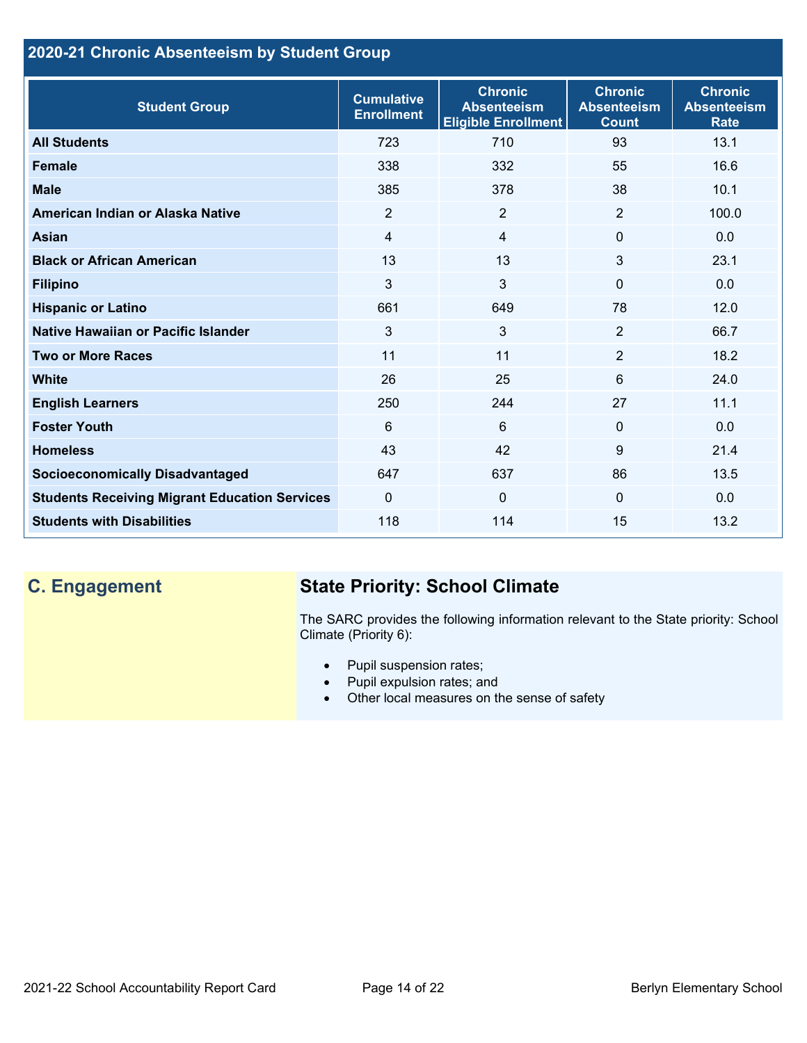## 2020-21 Chronic Absenteeism by Student Group

| Student Group | Cumulative Enrollment | Chronic Absenteeism Eligible Enrollment | Chronic Absenteeism Count | Chronic Absenteeism Rate |
|---|---|---|---|---|
| **All Students** | 723 | 710 | 93 | 13.1 |
| **Female** | 338 | 332 | 55 | 16.6 |
| **Male** | 385 | 378 | 38 | 10.1 |
| **American Indian or Alaska Native** | 2 | 2 | 2 | 100.0 |
| **Asian** | 4 | 4 | 0 | 0.0 |
| **Black or African American** | 13 | 13 | 3 | 23.1 |
| **Filipino** | 3 | 3 | 0 | 0.0 |
| **Hispanic or Latino** | 661 | 649 | 78 | 12.0 |
| **Native Hawaiian or Pacific Islander** | 3 | 3 | 2 | 66.7 |
| **Two or More Races** | 11 | 11 | 2 | 18.2 |
| **White** | 26 | 25 | 6 | 24.0 |
| **English Learners** | 250 | 244 | 27 | 11.1 |
| **Foster Youth** | 6 | 6 | 0 | 0.0 |
| **Homeless** | 43 | 42 | 9 | 21.4 |
| **Socioeconomically Disadvantaged** | 647 | 637 | 86 | 13.5 |
| **Students Receiving Migrant Education Services** | 0 | 0 | 0 | 0.0 |
| **Students with Disabilities** | 118 | 114 | 15 | 13.2 |

## C. Engagement

### State Priority: School Climate

The SARC provides the following information relevant to the State priority: School Climate (Priority 6):

- Pupil suspension rates;
- Pupil expulsion rates; and
- Other local measures on the sense of safety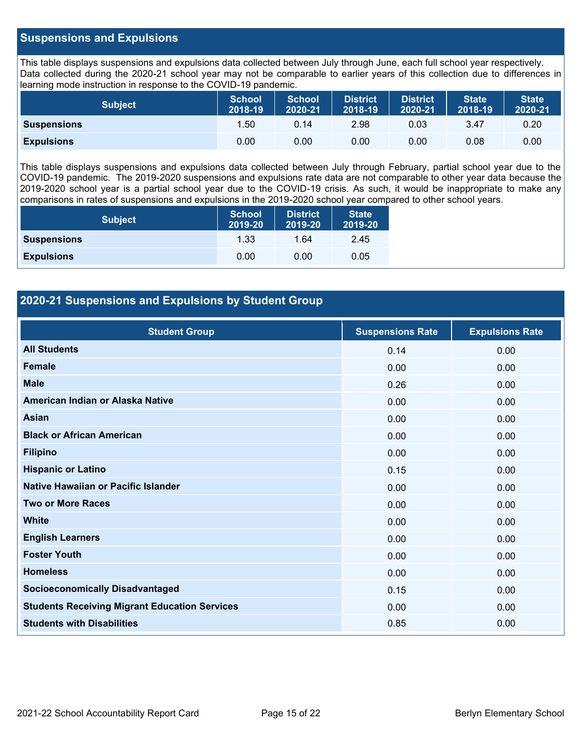## Suspensions and Expulsions

This table displays suspensions and expulsions data collected between July through June, each full school year respectively. Data collected during the 2020-21 school year may not be comparable to earlier years of this collection due to differences in learning mode instruction in response to the COVID-19 pandemic.

| Subject | School 2018-19 | School 2020-21 | District 2018-19 | District 2020-21 | State 2018-19 | State 2020-21 |
|---|---|---|---|---|---|---|
| **Suspensions** | 1.50 | 0.14 | 2.98 | 0.03 | 3.47 | 0.20 |
| **Expulsions** | 0.00 | 0.00 | 0.00 | 0.00 | 0.08 | 0.00 |

This table displays suspensions and expulsions data collected between July through February, partial school year due to the COVID-19 pandemic. The 2019-2020 suspensions and expulsions rate data are not comparable to other year data because the 2019-2020 school year is a partial school year due to the COVID-19 crisis. As such, it would be inappropriate to make any comparisons in rates of suspensions and expulsions in the 2019-2020 school year compared to other school years.

| Subject | School 2019-20 | District 2019-20 | State 2019-20 |
|---|---|---|---|
| **Suspensions** | 1.33 | 1.64 | 2.45 |
| **Expulsions** | 0.00 | 0.00 | 0.05 |

## 2020-21 Suspensions and Expulsions by Student Group

| Student Group | Suspensions Rate | Expulsions Rate |
|---|---|---|
| **All Students** | 0.14 | 0.00 |
| **Female** | 0.00 | 0.00 |
| **Male** | 0.26 | 0.00 |
| **American Indian or Alaska Native** | 0.00 | 0.00 |
| **Asian** | 0.00 | 0.00 |
| **Black or African American** | 0.00 | 0.00 |
| **Filipino** | 0.00 | 0.00 |
| **Hispanic or Latino** | 0.15 | 0.00 |
| **Native Hawaiian or Pacific Islander** | 0.00 | 0.00 |
| **Two or More Races** | 0.00 | 0.00 |
| **White** | 0.00 | 0.00 |
| **English Learners** | 0.00 | 0.00 |
| **Foster Youth** | 0.00 | 0.00 |
| **Homeless** | 0.00 | 0.00 |
| **Socioeconomically Disadvantaged** | 0.15 | 0.00 |
| **Students Receiving Migrant Education Services** | 0.00 | 0.00 |
| **Students with Disabilities** | 0.85 | 0.00 |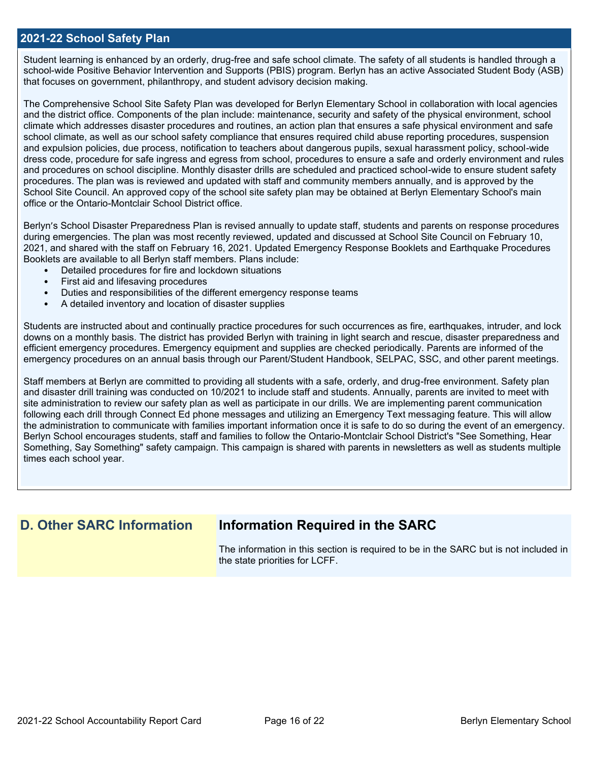## 2021-22 School Safety Plan

Student learning is enhanced by an orderly, drug-free and safe school climate. The safety of all students is handled through a school-wide Positive Behavior Intervention and Supports (PBIS) program. Berlyn has an active Associated Student Body (ASB) that focuses on government, philanthropy, and student advisory decision making.

The Comprehensive School Site Safety Plan was developed for Berlyn Elementary School in collaboration with local agencies and the district office. Components of the plan include: maintenance, security and safety of the physical environment, school climate which addresses disaster procedures and routines, an action plan that ensures a safe physical environment and safe school climate, as well as our school safety compliance that ensures required child abuse reporting procedures, suspension and expulsion policies, due process, notification to teachers about dangerous pupils, sexual harassment policy, school-wide dress code, procedure for safe ingress and egress from school, procedures to ensure a safe and orderly environment and rules and procedures on school discipline. Monthly disaster drills are scheduled and practiced school-wide to ensure student safety procedures. The plan was is reviewed and updated with staff and community members annually, and is approved by the School Site Council. An approved copy of the school site safety plan may be obtained at Berlyn Elementary School's main office or the Ontario-Montclair School District office.

Berlyn's School Disaster Preparedness Plan is revised annually to update staff, students and parents on response procedures during emergencies. The plan was most recently reviewed, updated and discussed at School Site Council on February 10, 2021, and shared with the staff on February 16, 2021. Updated Emergency Response Booklets and Earthquake Procedures Booklets are available to all Berlyn staff members. Plans include:

- Detailed procedures for fire and lockdown situations
- First aid and lifesaving procedures
- Duties and responsibilities of the different emergency response teams
- A detailed inventory and location of disaster supplies

Students are instructed about and continually practice procedures for such occurrences as fire, earthquakes, intruder, and lock downs on a monthly basis. The district has provided Berlyn with training in light search and rescue, disaster preparedness and efficient emergency procedures. Emergency equipment and supplies are checked periodically. Parents are informed of the emergency procedures on an annual basis through our Parent/Student Handbook, SELPAC, SSC, and other parent meetings.

Staff members at Berlyn are committed to providing all students with a safe, orderly, and drug-free environment. Safety plan and disaster drill training was conducted on 10/2021 to include staff and students. Annually, parents are invited to meet with site administration to review our safety plan as well as participate in our drills. We are implementing parent communication following each drill through Connect Ed phone messages and utilizing an Emergency Text messaging feature. This will allow the administration to communicate with families important information once it is safe to do so during the event of an emergency. Berlyn School encourages students, staff and families to follow the Ontario-Montclair School District's "See Something, Hear Something, Say Something" safety campaign. This campaign is shared with parents in newsletters as well as students multiple times each school year.

## D. Other SARC Information

### Information Required in the SARC

The information in this section is required to be in the SARC but is not included in the state priorities for LCFF.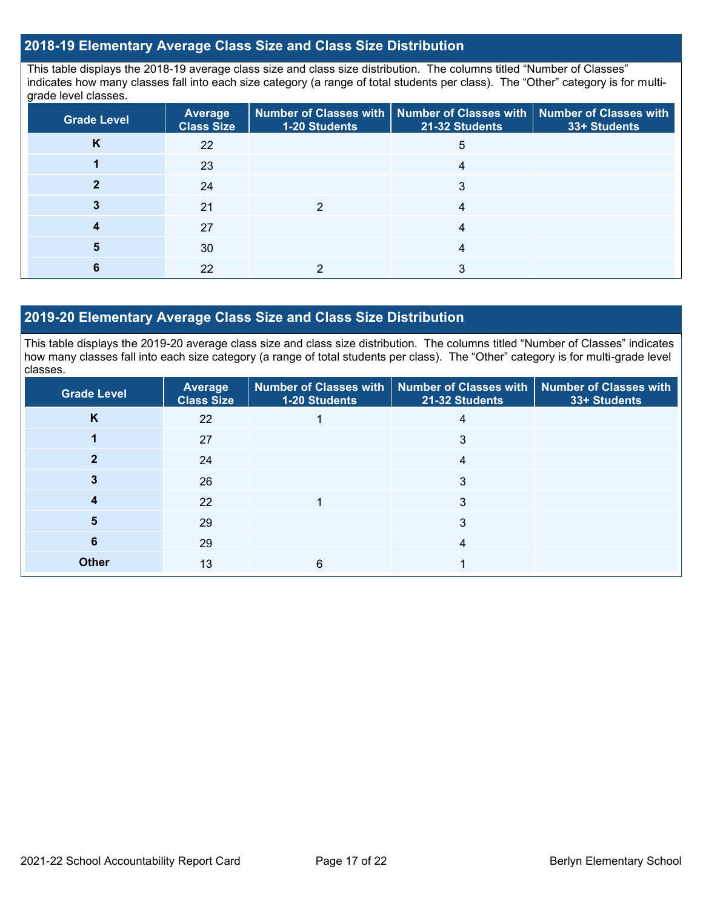## 2018-19 Elementary Average Class Size and Class Size Distribution

This table displays the 2018-19 average class size and class size distribution. The columns titled "Number of Classes" indicates how many classes fall into each size category (a range of total students per class). The "Other" category is for multi-grade level classes.

| Grade Level | Average Class Size | Number of Classes with 1-20 Students | Number of Classes with 21-32 Students | Number of Classes with 33+ Students |
|---|---|---|---|---|
| K | 22 | | 5 | |
| 1 | 23 | | 4 | |
| 2 | 24 | | 3 | |
| 3 | 21 | 2 | 4 | |
| 4 | 27 | | 4 | |
| 5 | 30 | | 4 | |
| 6 | 22 | 2 | 3 | |

## 2019-20 Elementary Average Class Size and Class Size Distribution

This table displays the 2019-20 average class size and class size distribution. The columns titled "Number of Classes" indicates how many classes fall into each size category (a range of total students per class). The "Other" category is for multi-grade level classes.

| Grade Level | Average Class Size | Number of Classes with 1-20 Students | Number of Classes with 21-32 Students | Number of Classes with 33+ Students |
|---|---|---|---|---|
| K | 22 | 1 | 4 | |
| 1 | 27 | | 3 | |
| 2 | 24 | | 4 | |
| 3 | 26 | | 3 | |
| 4 | 22 | 1 | 3 | |
| 5 | 29 | | 3 | |
| 6 | 29 | | 4 | |
| Other | 13 | 6 | 1 | |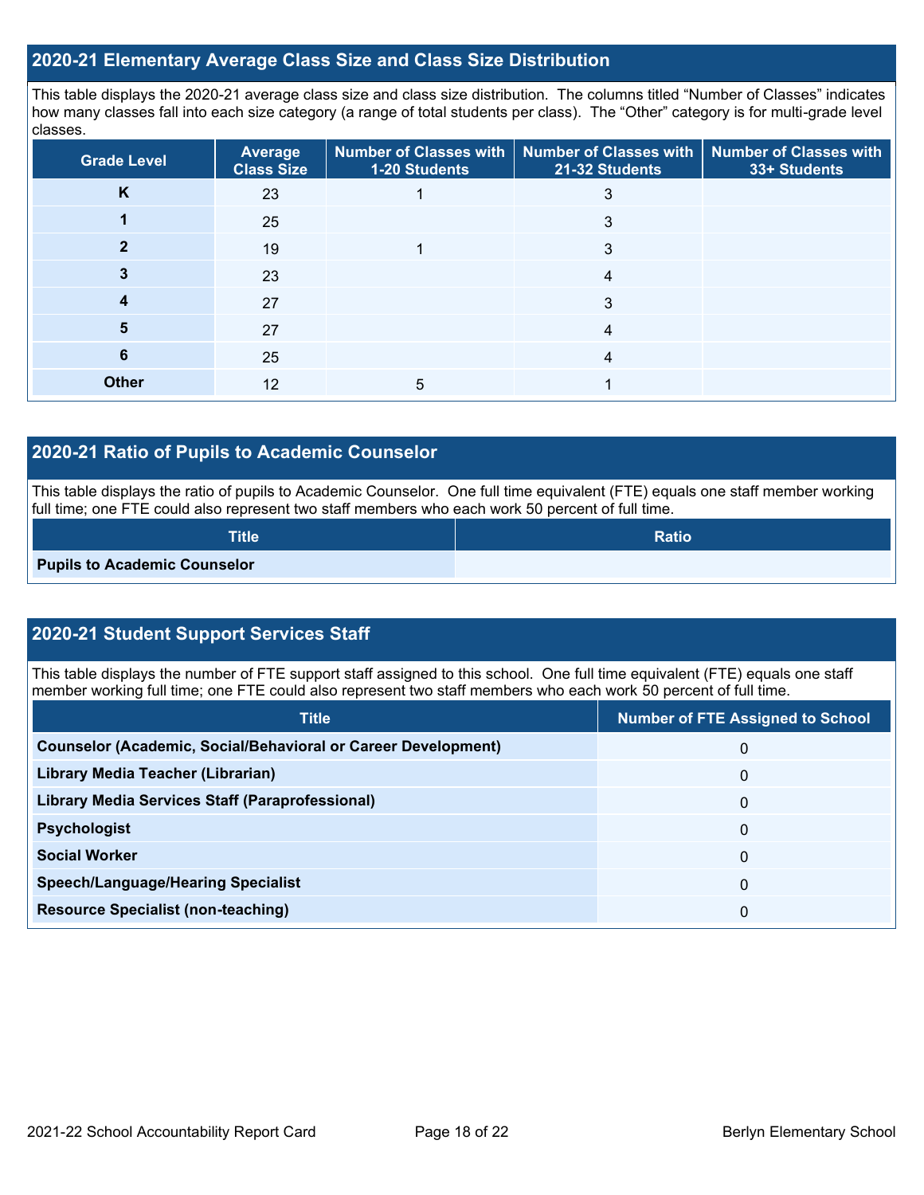## 2020-21 Elementary Average Class Size and Class Size Distribution

This table displays the 2020-21 average class size and class size distribution. The columns titled "Number of Classes" indicates how many classes fall into each size category (a range of total students per class). The "Other" category is for multi-grade level classes.

| Grade Level | Average Class Size | Number of Classes with 1-20 Students | Number of Classes with 21-32 Students | Number of Classes with 33+ Students |
|---|---|---|---|---|
| K | 23 | 1 | 3 | |
| 1 | 25 | | 3 | |
| 2 | 19 | 1 | 3 | |
| 3 | 23 | | 4 | |
| 4 | 27 | | 3 | |
| 5 | 27 | | 4 | |
| 6 | 25 | | 4 | |
| Other | 12 | 5 | 1 | |

## 2020-21 Ratio of Pupils to Academic Counselor

This table displays the ratio of pupils to Academic Counselor. One full time equivalent (FTE) equals one staff member working full time; one FTE could also represent two staff members who each work 50 percent of full time.

| Title | Ratio |
|---|---|
| Pupils to Academic Counselor | |

## 2020-21 Student Support Services Staff

This table displays the number of FTE support staff assigned to this school. One full time equivalent (FTE) equals one staff member working full time; one FTE could also represent two staff members who each work 50 percent of full time.

| Title | Number of FTE Assigned to School |
|---|---|
| Counselor (Academic, Social/Behavioral or Career Development) | 0 |
| Library Media Teacher (Librarian) | 0 |
| Library Media Services Staff (Paraprofessional) | 0 |
| Psychologist | 0 |
| Social Worker | 0 |
| Speech/Language/Hearing Specialist | 0 |
| Resource Specialist (non-teaching) | 0 |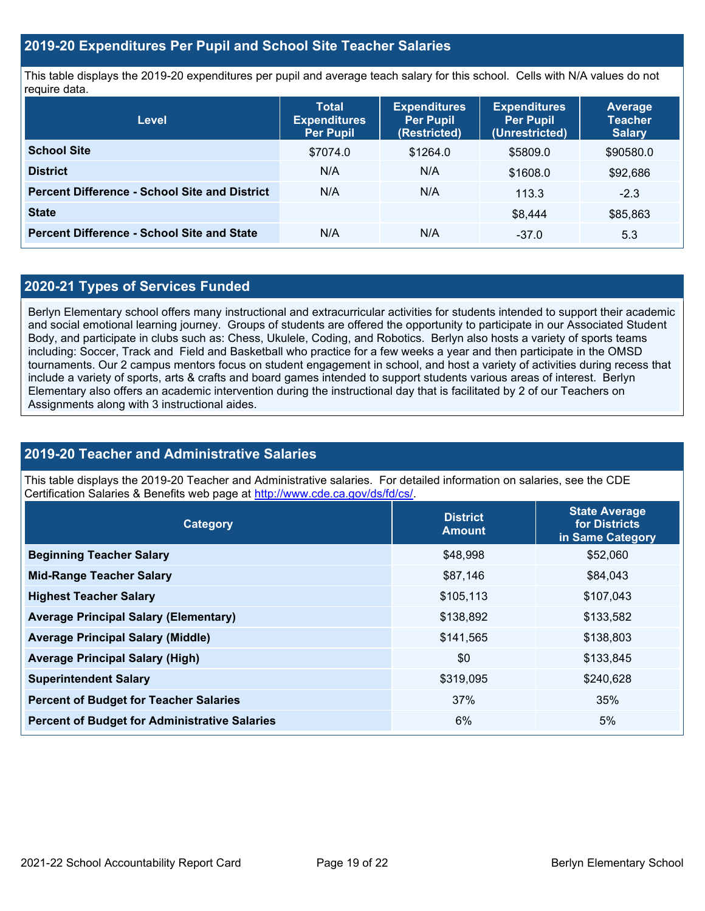## 2019-20 Expenditures Per Pupil and School Site Teacher Salaries

This table displays the 2019-20 expenditures per pupil and average teach salary for this school. Cells with N/A values do not require data.

| Level | Total Expenditures Per Pupil | Expenditures Per Pupil (Restricted) | Expenditures Per Pupil (Unrestricted) | Average Teacher Salary |
|---|---|---|---|---|
| **School Site** | $7074.0 | $1264.0 | $5809.0 | $90580.0 |
| **District** | N/A | N/A | $1608.0 | $92,686 |
| **Percent Difference - School Site and District** | N/A | N/A | 113.3 | -2.3 |
| **State** | | | $8,444 | $85,863 |
| **Percent Difference - School Site and State** | N/A | N/A | -37.0 | 5.3 |

## 2020-21 Types of Services Funded

Berlyn Elementary school offers many instructional and extracurricular activities for students intended to support their academic and social emotional learning journey. Groups of students are offered the opportunity to participate in our Associated Student Body, and participate in clubs such as: Chess, Ukulele, Coding, and Robotics. Berlyn also hosts a variety of sports teams including: Soccer, Track and Field and Basketball who practice for a few weeks a year and then participate in the OMSD tournaments. Our 2 campus mentors focus on student engagement in school, and host a variety of activities during recess that include a variety of sports, arts & crafts and board games intended to support students various areas of interest. Berlyn Elementary also offers an academic intervention during the instructional day that is facilitated by 2 of our Teachers on Assignments along with 3 instructional aides.

## 2019-20 Teacher and Administrative Salaries

This table displays the 2019-20 Teacher and Administrative salaries. For detailed information on salaries, see the CDE Certification Salaries & Benefits web page at http://www.cde.ca.gov/ds/fd/cs/.

| Category | District Amount | State Average for Districts in Same Category |
|---|---|---|
| **Beginning Teacher Salary** | $48,998 | $52,060 |
| **Mid-Range Teacher Salary** | $87,146 | $84,043 |
| **Highest Teacher Salary** | $105,113 | $107,043 |
| **Average Principal Salary (Elementary)** | $138,892 | $133,582 |
| **Average Principal Salary (Middle)** | $141,565 | $138,803 |
| **Average Principal Salary (High)** | $0 | $133,845 |
| **Superintendent Salary** | $319,095 | $240,628 |
| **Percent of Budget for Teacher Salaries** | 37% | 35% |
| **Percent of Budget for Administrative Salaries** | 6% | 5% |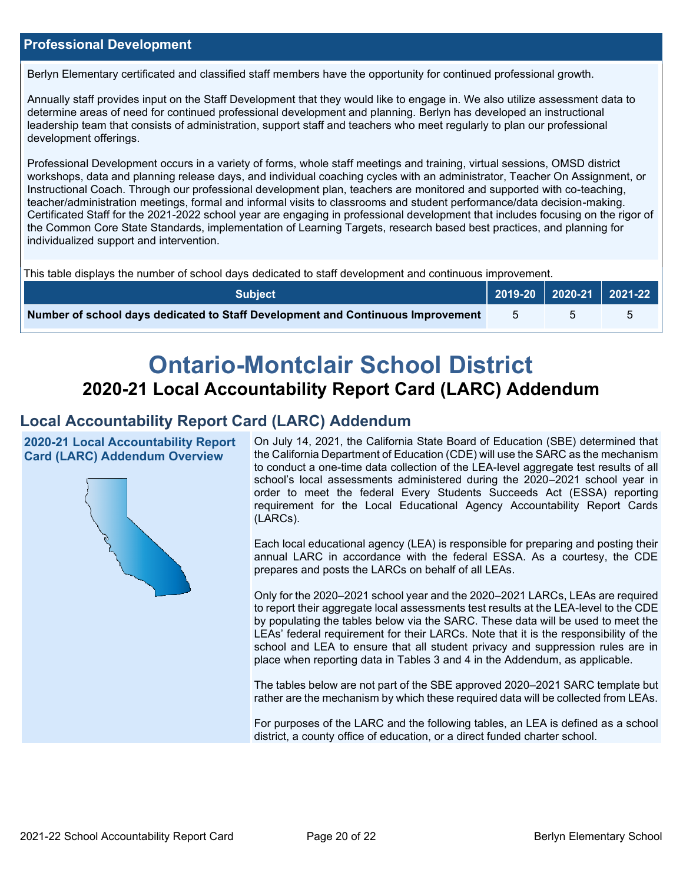## Professional Development

Berlyn Elementary certificated and classified staff members have the opportunity for continued professional growth.

Annually staff provides input on the Staff Development that they would like to engage in. We also utilize assessment data to determine areas of need for continued professional development and planning. Berlyn has developed an instructional leadership team that consists of administration, support staff and teachers who meet regularly to plan our professional development offerings.

Professional Development occurs in a variety of forms, whole staff meetings and training, virtual sessions, OMSD district workshops, data and planning release days, and individual coaching cycles with an administrator, Teacher On Assignment, or Instructional Coach. Through our professional development plan, teachers are monitored and supported with co-teaching, teacher/administration meetings, formal and informal visits to classrooms and student performance/data decision-making. Certificated Staff for the 2021-2022 school year are engaging in professional development that includes focusing on the rigor of the Common Core State Standards, implementation of Learning Targets, research based best practices, and planning for individualized support and intervention.

This table displays the number of school days dedicated to staff development and continuous improvement.

| Subject | 2019-20 | 2020-21 | 2021-22 |
|---|---|---|---|
| **Number of school days dedicated to Staff Development and Continuous Improvement** | 5 | 5 | 5 |

# Ontario-Montclair School District

## 2020-21 Local Accountability Report Card (LARC) Addendum

## Local Accountability Report Card (LARC) Addendum

### 2020-21 Local Accountability Report Card (LARC) Addendum Overview

On July 14, 2021, the California State Board of Education (SBE) determined that the California Department of Education (CDE) will use the SARC as the mechanism to conduct a one-time data collection of the LEA-level aggregate test results of all school's local assessments administered during the 2020–2021 school year in order to meet the federal Every Students Succeeds Act (ESSA) reporting requirement for the Local Educational Agency Accountability Report Cards (LARCs).

Each local educational agency (LEA) is responsible for preparing and posting their annual LARC in accordance with the federal ESSA. As a courtesy, the CDE prepares and posts the LARCs on behalf of all LEAs.

Only for the 2020–2021 school year and the 2020–2021 LARCs, LEAs are required to report their aggregate local assessments test results at the LEA-level to the CDE by populating the tables below via the SARC. These data will be used to meet the LEAs' federal requirement for their LARCs. Note that it is the responsibility of the school and LEA to ensure that all student privacy and suppression rules are in place when reporting data in Tables 3 and 4 in the Addendum, as applicable.

The tables below are not part of the SBE approved 2020–2021 SARC template but rather are the mechanism by which these required data will be collected from LEAs.

For purposes of the LARC and the following tables, an LEA is defined as a school district, a county office of education, or a direct funded charter school.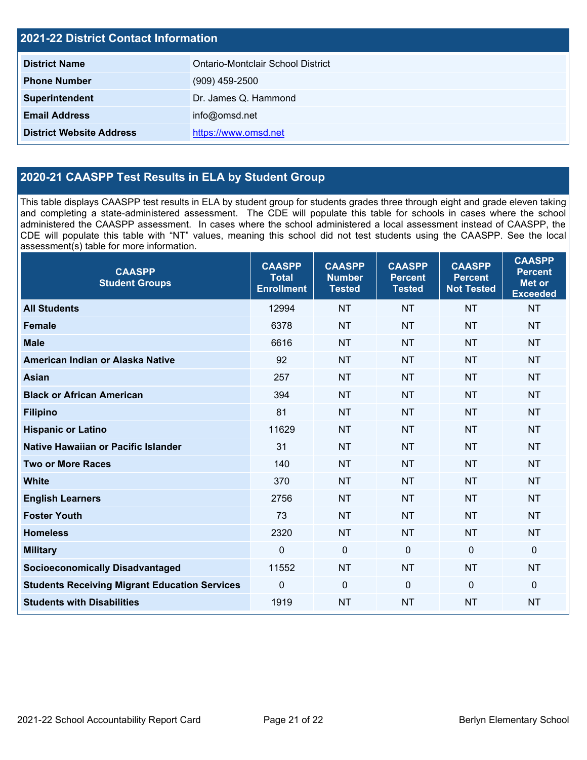## 2021-22 District Contact Information

| | |
|---|---|
| **District Name** | Ontario-Montclair School District |
| **Phone Number** | (909) 459-2500 |
| **Superintendent** | Dr. James Q. Hammond |
| **Email Address** | info@omsd.net |
| **District Website Address** | https://www.omsd.net |

## 2020-21 CAASPP Test Results in ELA by Student Group

This table displays CAASPP test results in ELA by student group for students grades three through eight and grade eleven taking and completing a state-administered assessment. The CDE will populate this table for schools in cases where the school administered the CAASPP assessment. In cases where the school administered a local assessment instead of CAASPP, the CDE will populate this table with "NT" values, meaning this school did not test students using the CAASPP. See the local assessment(s) table for more information.

| CAASPP Student Groups | CAASPP Total Enrollment | CAASPP Number Tested | CAASPP Percent Tested | CAASPP Percent Not Tested | CAASPP Percent Met or Exceeded |
|---|---|---|---|---|---|
| **All Students** | 12994 | NT | NT | NT | NT |
| **Female** | 6378 | NT | NT | NT | NT |
| **Male** | 6616 | NT | NT | NT | NT |
| **American Indian or Alaska Native** | 92 | NT | NT | NT | NT |
| **Asian** | 257 | NT | NT | NT | NT |
| **Black or African American** | 394 | NT | NT | NT | NT |
| **Filipino** | 81 | NT | NT | NT | NT |
| **Hispanic or Latino** | 11629 | NT | NT | NT | NT |
| **Native Hawaiian or Pacific Islander** | 31 | NT | NT | NT | NT |
| **Two or More Races** | 140 | NT | NT | NT | NT |
| **White** | 370 | NT | NT | NT | NT |
| **English Learners** | 2756 | NT | NT | NT | NT |
| **Foster Youth** | 73 | NT | NT | NT | NT |
| **Homeless** | 2320 | NT | NT | NT | NT |
| **Military** | 0 | 0 | 0 | 0 | 0 |
| **Socioeconomically Disadvantaged** | 11552 | NT | NT | NT | NT |
| **Students Receiving Migrant Education Services** | 0 | 0 | 0 | 0 | 0 |
| **Students with Disabilities** | 1919 | NT | NT | NT | NT |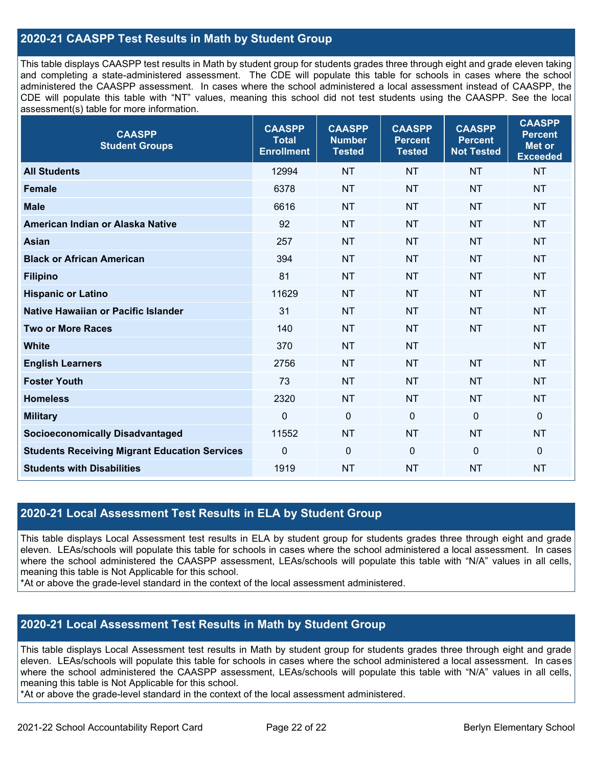## 2020-21 CAASPP Test Results in Math by Student Group

This table displays CAASPP test results in Math by student group for students grades three through eight and grade eleven taking and completing a state-administered assessment. The CDE will populate this table for schools in cases where the school administered the CAASPP assessment. In cases where the school administered a local assessment instead of CAASPP, the CDE will populate this table with "NT" values, meaning this school did not test students using the CAASPP. See the local assessment(s) table for more information.

| CAASPP Student Groups | CAASPP Total Enrollment | CAASPP Number Tested | CAASPP Percent Tested | CAASPP Percent Not Tested | CAASPP Percent Met or Exceeded |
|---|---|---|---|---|---|
| **All Students** | 12994 | NT | NT | NT | NT |
| **Female** | 6378 | NT | NT | NT | NT |
| **Male** | 6616 | NT | NT | NT | NT |
| **American Indian or Alaska Native** | 92 | NT | NT | NT | NT |
| **Asian** | 257 | NT | NT | NT | NT |
| **Black or African American** | 394 | NT | NT | NT | NT |
| **Filipino** | 81 | NT | NT | NT | NT |
| **Hispanic or Latino** | 11629 | NT | NT | NT | NT |
| **Native Hawaiian or Pacific Islander** | 31 | NT | NT | NT | NT |
| **Two or More Races** | 140 | NT | NT | NT | NT |
| **White** | 370 | NT | NT | | NT |
| **English Learners** | 2756 | NT | NT | NT | NT |
| **Foster Youth** | 73 | NT | NT | NT | NT |
| **Homeless** | 2320 | NT | NT | NT | NT |
| **Military** | 0 | 0 | 0 | 0 | 0 |
| **Socioeconomically Disadvantaged** | 11552 | NT | NT | NT | NT |
| **Students Receiving Migrant Education Services** | 0 | 0 | 0 | 0 | 0 |
| **Students with Disabilities** | 1919 | NT | NT | NT | NT |

## 2020-21 Local Assessment Test Results in ELA by Student Group

This table displays Local Assessment test results in ELA by student group for students grades three through eight and grade eleven. LEAs/schools will populate this table for schools in cases where the school administered a local assessment. In cases where the school administered the CAASPP assessment, LEAs/schools will populate this table with "N/A" values in all cells, meaning this table is Not Applicable for this school.

*At or above the grade-level standard in the context of the local assessment administered.

## 2020-21 Local Assessment Test Results in Math by Student Group

This table displays Local Assessment test results in Math by student group for students grades three through eight and grade eleven. LEAs/schools will populate this table for schools in cases where the school administered a local assessment. In cases where the school administered the CAASPP assessment, LEAs/schools will populate this table with "N/A" values in all cells, meaning this table is Not Applicable for this school.

*At or above the grade-level standard in the context of the local assessment administered.